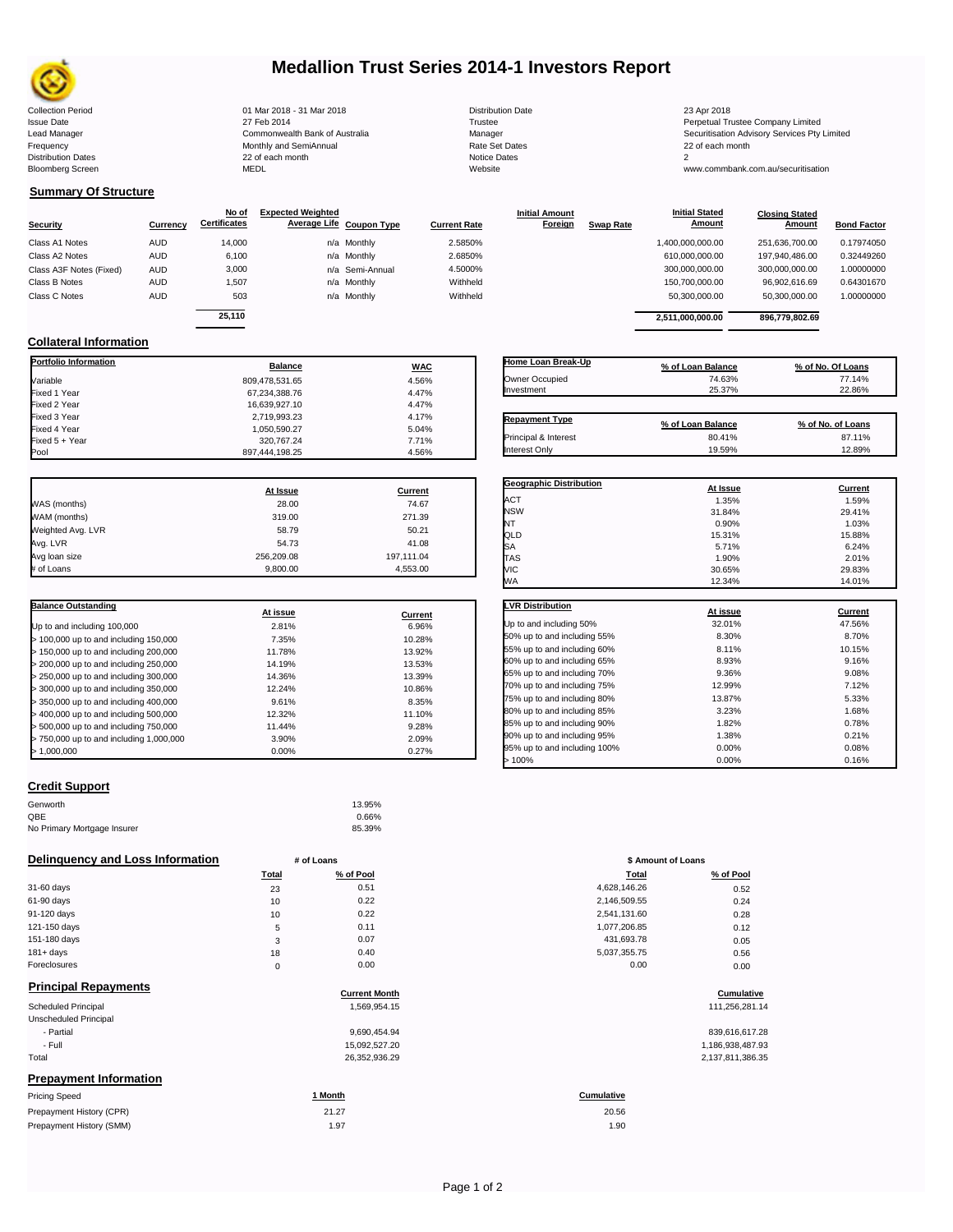# Medallion Trust Series 2014-1 Investors Report

| | | | |
|---|---|---|---|
| Collection Period | 01 Mar 2018 - 31 Mar 2018 | Distribution Date | 23 Apr 2018 |
| Issue Date | 27 Feb 2014 | Trustee | Perpetual Trustee Company Limited |
| Lead Manager | Commonwealth Bank of Australia | Manager | Securitisation Advisory Services Pty Limited |
| Frequency | Monthly and SemiAnnual | Rate Set Dates | 22 of each month |
| Distribution Dates | 22 of each month | Notice Dates | 2 |
| Bloomberg Screen | MEDL | Website | www.commbank.com.au/securitisation |

## Summary Of Structure

| Security | Currency | No of Certificates | Expected Weighted Average Life | Coupon Type | Current Rate | Initial Amount Foreign | Swap Rate | Initial Stated Amount | Closing Stated Amount | Bond Factor |
|---|---|---|---|---|---|---|---|---|---|---|
| Class A1 Notes | AUD | 14,000 | n/a | Monthly | 2.5850% | | | 1,400,000,000.00 | 251,636,700.00 | 0.17974050 |
| Class A2 Notes | AUD | 6,100 | n/a | Monthly | 2.6850% | | | 610,000,000.00 | 197,940,486.00 | 0.32449260 |
| Class A3F Notes (Fixed) | AUD | 3,000 | n/a | Semi-Annual | 4.5000% | | | 300,000,000.00 | 300,000,000.00 | 1.00000000 |
| Class B Notes | AUD | 1,507 | n/a | Monthly | Withheld | | | 150,700,000.00 | 96,902,616.69 | 0.64301670 |
| Class C Notes | AUD | 503 | n/a | Monthly | Withheld | | | 50,300,000.00 | 50,300,000.00 | 1.00000000 |
| | | 25,110 | | | | | | 2,511,000,000.00 | 896,779,802.69 | |

## Collateral Information

| Portfolio Information | Balance | WAC |
|---|---|---|
| Variable | 809,478,531.65 | 4.56% |
| Fixed 1 Year | 67,234,388.76 | 4.47% |
| Fixed 2 Year | 16,639,927.10 | 4.47% |
| Fixed 3 Year | 2,719,993.23 | 4.17% |
| Fixed 4 Year | 1,050,590.27 | 5.04% |
| Fixed 5 + Year | 320,767.24 | 7.71% |
| Pool | 897,444,198.25 | 4.56% |

| Home Loan Break-Up | % of Loan Balance | % of No. Of Loans |
|---|---|---|
| Owner Occupied | 74.63% | 77.14% |
| Investment | 25.37% | 22.86% |

| Repayment Type | % of Loan Balance | % of No. of Loans |
|---|---|---|
| Principal & Interest | 80.41% | 87.11% |
| Interest Only | 19.59% | 12.89% |

| | At Issue | Current |
|---|---|---|
| WAS (months) | 28.00 | 74.67 |
| WAM (months) | 319.00 | 271.39 |
| Weighted Avg. LVR | 58.79 | 50.21 |
| Avg. LVR | 54.73 | 41.08 |
| Avg loan size | 256,209.08 | 197,111.04 |
| # of Loans | 9,800.00 | 4,553.00 |

| Geographic Distribution | At Issue | Current |
|---|---|---|
| ACT | 1.35% | 1.59% |
| NSW | 31.84% | 29.41% |
| NT | 0.90% | 1.03% |
| QLD | 15.31% | 15.88% |
| SA | 5.71% | 6.24% |
| TAS | 1.90% | 2.01% |
| VIC | 30.65% | 29.83% |
| WA | 12.34% | 14.01% |

| Balance Outstanding | At issue | Current |
|---|---|---|
| Up to and including 100,000 | 2.81% | 6.96% |
| > 100,000 up to and including 150,000 | 7.35% | 10.28% |
| > 150,000 up to and including 200,000 | 11.78% | 13.92% |
| > 200,000 up to and including 250,000 | 14.19% | 13.53% |
| > 250,000 up to and including 300,000 | 14.36% | 13.39% |
| > 300,000 up to and including 350,000 | 12.24% | 10.86% |
| > 350,000 up to and including 400,000 | 9.61% | 8.35% |
| > 400,000 up to and including 500,000 | 12.32% | 11.10% |
| > 500,000 up to and including 750,000 | 11.44% | 9.28% |
| > 750,000 up to and including 1,000,000 | 3.90% | 2.09% |
| > 1,000,000 | 0.00% | 0.27% |

| LVR Distribution | At issue | Current |
|---|---|---|
| Up to and including 50% | 32.01% | 47.56% |
| 50% up to and including 55% | 8.30% | 8.70% |
| 55% up to and including 60% | 8.11% | 10.15% |
| 60% up to and including 65% | 8.93% | 9.16% |
| 65% up to and including 70% | 9.36% | 9.08% |
| 70% up to and including 75% | 12.99% | 7.12% |
| 75% up to and including 80% | 13.87% | 5.33% |
| 80% up to and including 85% | 3.23% | 1.68% |
| 85% up to and including 90% | 1.82% | 0.78% |
| 90% up to and including 95% | 1.38% | 0.21% |
| 95% up to and including 100% | 0.00% | 0.08% |
| > 100% | 0.00% | 0.16% |

## Credit Support

| | |
|---|---|
| Genworth | 13.95% |
| QBE | 0.66% |
| No Primary Mortgage Insurer | 85.39% |

## Delinquency and Loss Information

| | # of Loans Total | # of Loans % of Pool | $ Amount of Loans Total | $ Amount of Loans % of Pool |
|---|---|---|---|---|
| 31-60 days | 23 | 0.51 | 4,628,146.26 | 0.52 |
| 61-90 days | 10 | 0.22 | 2,146,509.55 | 0.24 |
| 91-120 days | 10 | 0.22 | 2,541,131.60 | 0.28 |
| 121-150 days | 5 | 0.11 | 1,077,206.85 | 0.12 |
| 151-180 days | 3 | 0.07 | 431,693.78 | 0.05 |
| 181+ days | 18 | 0.40 | 5,037,355.75 | 0.56 |
| Foreclosures | 0 | 0.00 | 0.00 | 0.00 |

## Principal Repayments

| | Current Month | Cumulative |
|---|---|---|
| Scheduled Principal | 1,569,954.15 | 111,256,281.14 |
| Unscheduled Principal | | |
| - Partial | 9,690,454.94 | 839,616,617.28 |
| - Full | 15,092,527.20 | 1,186,938,487.93 |
| Total | 26,352,936.29 | 2,137,811,386.35 |

## Prepayment Information

| Pricing Speed | 1 Month | Cumulative |
|---|---|---|
| Prepayment History (CPR) | 21.27 | 20.56 |
| Prepayment History (SMM) | 1.97 | 1.90 |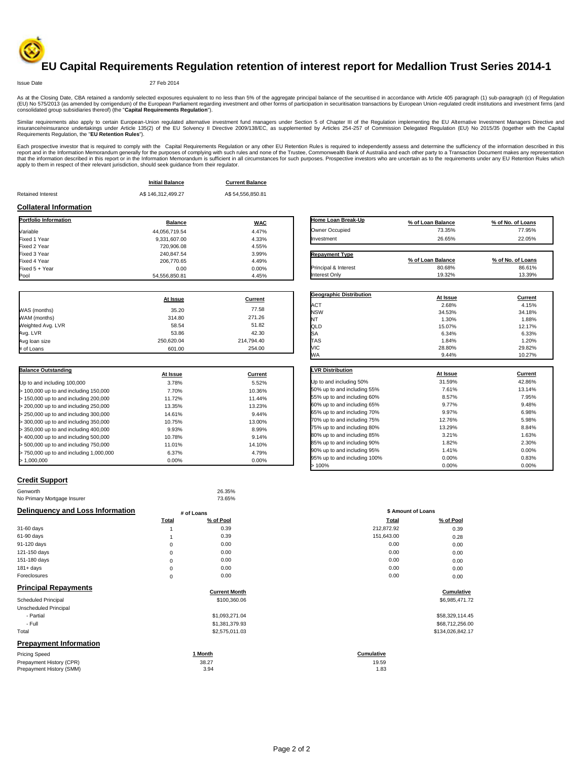# EU Capital Requirements Regulation retention of interest report for Medallion Trust Series 2014-1

Issue Date 27 Feb 2014

As at the Closing Date, CBA retained a randomly selected exposures equivalent to no less than 5% of the aggregate principal balance of the securitised in accordance with Article 405 paragraph (1) sub-paragraph (c) of Regulation (EU) No 575/2013 (as amended by corrigendum) of the European Parliament regarding investment and other forms of participation in securitisation transactions by European Union-regulated credit institutions and investment firms (and consolidated group subsidiaries thereof) (the "**Capital Requirements Regulation**").

Similar requirements also apply to certain European-Union regulated alternative investment fund managers under Section 5 of Chapter III of the Regulation implementing the EU Alternative Investment Managers Directive and insurance/reinsurance undertakings under Article 135(2) of the EU Solvency II Directive 2009/138/EC, as supplemented by Articles 254-257 of Commission Delegated Regulation (EU) No 2015/35 (together with the Capital Requirements Regulation, the "**EU Retention Rules**").

Each prospective investor that is required to comply with the Capital Requirements Regulation or any other EU Retention Rules is required to independently assess and determine the sufficiency of the information described in this report and in the Information Memorandum generally for the purposes of complying with such rules and none of the Trustee, Commonwealth Bank of Australia and each other party to a Transaction Document makes any representation that the information described in this report or in the Information Memorandum is sufficient in all circumstances for such purposes. Prospective investors who are uncertain as to the requirements under any EU Retention Rules which apply to them in respect of their relevant jurisdiction, should seek guidance from their regulator.

| | Initial Balance | Current Balance |
|---|---|---|
| Retained Interest | A$ 146,312,499.27 | A$ 54,556,850.81 |

## Collateral Information

| Portfolio Information | Balance | WAC |
|---|---|---|
| Variable | 44,056,719.54 | 4.47% |
| Fixed 1 Year | 9,331,607.00 | 4.33% |
| Fixed 2 Year | 720,906.08 | 4.55% |
| Fixed 3 Year | 240,847.54 | 3.99% |
| Fixed 4 Year | 206,770.65 | 4.49% |
| Fixed 5 + Year | 0.00 | 0.00% |
| Pool | 54,556,850.81 | 4.45% |

| Home Loan Break-Up | % of Loan Balance | % of No. of Loans |
|---|---|---|
| Owner Occupied | 73.35% | 77.95% |
| Investment | 26.65% | 22.05% |

| Repayment Type | % of Loan Balance | % of No. of Loans |
|---|---|---|
| Principal & Interest | 80.68% | 86.61% |
| Interest Only | 19.32% | 13.39% |

| | At Issue | Current |
|---|---|---|
| WAS (months) | 35.20 | 77.58 |
| WAM (months) | 314.80 | 271.26 |
| Weighted Avg. LVR | 58.54 | 51.82 |
| Avg. LVR | 53.86 | 42.30 |
| Avg loan size | 250,620.04 | 214,794.40 |
| # of Loans | 601.00 | 254.00 |

| Geographic Distribution | At Issue | Current |
|---|---|---|
| ACT | 2.68% | 4.15% |
| NSW | 34.53% | 34.18% |
| NT | 1.30% | 1.88% |
| QLD | 15.07% | 12.17% |
| SA | 6.34% | 6.33% |
| TAS | 1.84% | 1.20% |
| VIC | 28.80% | 29.82% |
| WA | 9.44% | 10.27% |

| Balance Outstanding | At Issue | Current |
|---|---|---|
| Up to and including 100,000 | 3.78% | 5.52% |
| > 100,000 up to and including 150,000 | 7.70% | 10.36% |
| > 150,000 up to and including 200,000 | 11.72% | 11.44% |
| > 200,000 up to and including 250,000 | 13.35% | 13.23% |
| > 250,000 up to and including 300,000 | 14.61% | 9.44% |
| > 300,000 up to and including 350,000 | 10.75% | 13.00% |
| > 350,000 up to and including 400,000 | 9.93% | 8.99% |
| > 400,000 up to and including 500,000 | 10.78% | 9.14% |
| > 500,000 up to and including 750,000 | 11.01% | 14.10% |
| > 750,000 up to and including 1,000,000 | 6.37% | 4.79% |
| > 1,000,000 | 0.00% | 0.00% |

| LVR Distribution | At Issue | Current |
|---|---|---|
| Up to and including 50% | 31.59% | 42.86% |
| 50% up to and including 55% | 7.61% | 13.14% |
| 55% up to and including 60% | 8.57% | 7.95% |
| 60% up to and including 65% | 9.77% | 9.48% |
| 65% up to and including 70% | 9.97% | 6.98% |
| 70% up to and including 75% | 12.76% | 5.98% |
| 75% up to and including 80% | 13.29% | 8.84% |
| 80% up to and including 85% | 3.21% | 1.63% |
| 85% up to and including 90% | 1.82% | 2.30% |
| 90% up to and including 95% | 1.41% | 0.00% |
| 95% up to and including 100% | 0.00% | 0.83% |
| > 100% | 0.00% | 0.00% |

## Credit Support

| | |
|---|---|
| Genworth | 26.35% |
| No Primary Mortgage Insurer | 73.65% |

## Delinquency and Loss Information

| | # of Loans | | $ Amount of Loans | |
|---|---|---|---|---|
| | Total | % of Pool | Total | % of Pool |
| 31-60 days | 1 | 0.39 | 212,872.92 | 0.39 |
| 61-90 days | 1 | 0.39 | 151,643.00 | 0.28 |
| 91-120 days | 0 | 0.00 | 0.00 | 0.00 |
| 121-150 days | 0 | 0.00 | 0.00 | 0.00 |
| 151-180 days | 0 | 0.00 | 0.00 | 0.00 |
| 181+ days | 0 | 0.00 | 0.00 | 0.00 |
| Foreclosures | 0 | 0.00 | 0.00 | 0.00 |

## Principal Repayments

| | Current Month | Cumulative |
|---|---|---|
| Scheduled Principal | $100,360.06 | $6,985,471.72 |
| Unscheduled Principal | | |
| - Partial | $1,093,271.04 | $58,329,114.45 |
| - Full | $1,381,379.93 | $68,712,256.00 |
| Total | $2,575,011.03 | $134,026,842.17 |

## Prepayment Information

| Pricing Speed | 1 Month | Cumulative |
|---|---|---|
| Prepayment History (CPR) | 38.27 | 19.59 |
| Prepayment History (SMM) | 3.94 | 1.83 |